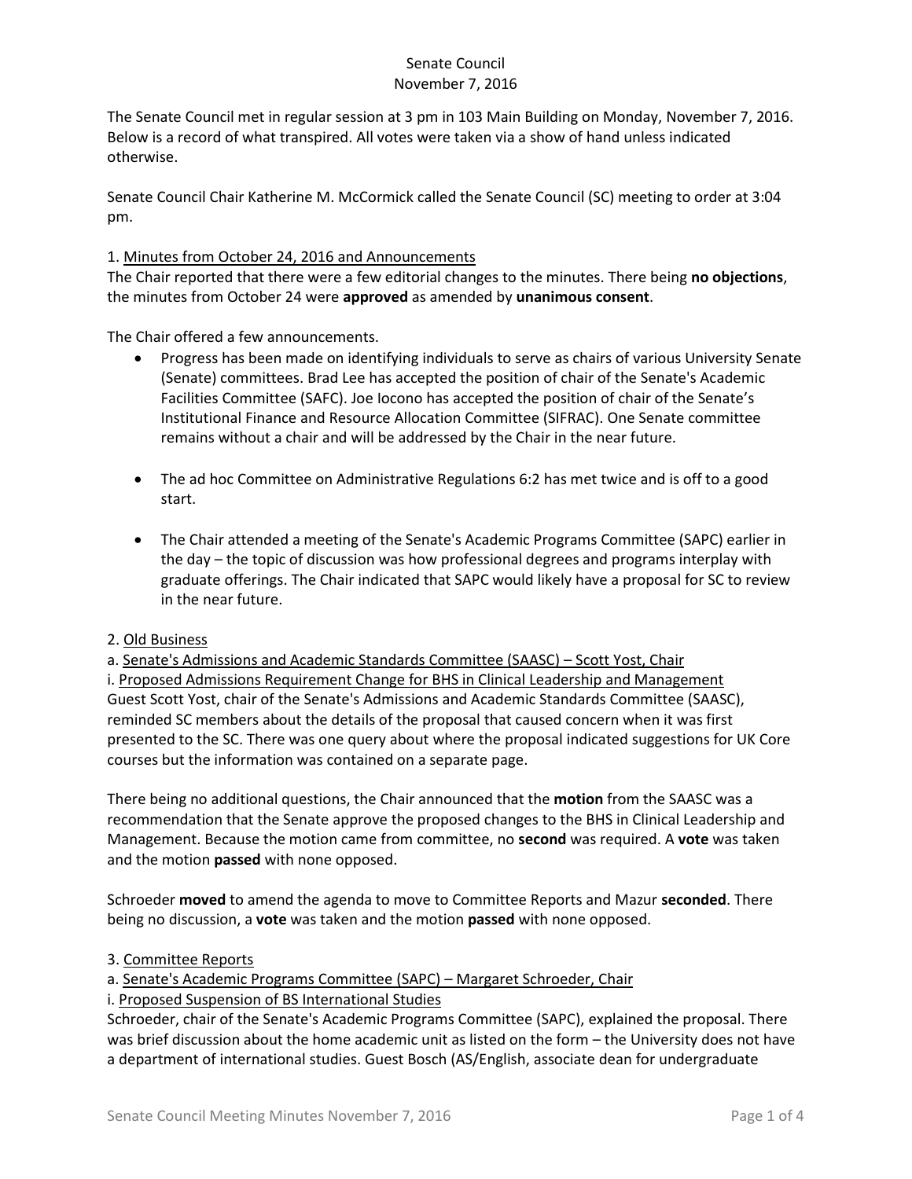Senate Council
November 7, 2016

The Senate Council met in regular session at 3 pm in 103 Main Building on Monday, November 7, 2016. Below is a record of what transpired. All votes were taken via a show of hand unless indicated otherwise.

Senate Council Chair Katherine M. McCormick called the Senate Council (SC) meeting to order at 3:04 pm.

1. Minutes from October 24, 2016 and Announcements

The Chair reported that there were a few editorial changes to the minutes. There being **no objections**, the minutes from October 24 were **approved** as amended by **unanimous consent**.

The Chair offered a few announcements.

- Progress has been made on identifying individuals to serve as chairs of various University Senate (Senate) committees. Brad Lee has accepted the position of chair of the Senate's Academic Facilities Committee (SAFC). Joe Iocono has accepted the position of chair of the Senate's Institutional Finance and Resource Allocation Committee (SIFRAC). One Senate committee remains without a chair and will be addressed by the Chair in the near future.
- The ad hoc Committee on Administrative Regulations 6:2 has met twice and is off to a good start.
- The Chair attended a meeting of the Senate's Academic Programs Committee (SAPC) earlier in the day – the topic of discussion was how professional degrees and programs interplay with graduate offerings. The Chair indicated that SAPC would likely have a proposal for SC to review in the near future.

2. Old Business

a. Senate's Admissions and Academic Standards Committee (SAASC) – Scott Yost, Chair

i. Proposed Admissions Requirement Change for BHS in Clinical Leadership and Management

Guest Scott Yost, chair of the Senate's Admissions and Academic Standards Committee (SAASC), reminded SC members about the details of the proposal that caused concern when it was first presented to the SC. There was one query about where the proposal indicated suggestions for UK Core courses but the information was contained on a separate page.

There being no additional questions, the Chair announced that the **motion** from the SAASC was a recommendation that the Senate approve the proposed changes to the BHS in Clinical Leadership and Management. Because the motion came from committee, no **second** was required. A **vote** was taken and the motion **passed** with none opposed.

Schroeder **moved** to amend the agenda to move to Committee Reports and Mazur **seconded**. There being no discussion, a **vote** was taken and the motion **passed** with none opposed.

3. Committee Reports

a. Senate's Academic Programs Committee (SAPC) – Margaret Schroeder, Chair

i. Proposed Suspension of BS International Studies

Schroeder, chair of the Senate's Academic Programs Committee (SAPC), explained the proposal. There was brief discussion about the home academic unit as listed on the form – the University does not have a department of international studies. Guest Bosch (AS/English, associate dean for undergraduate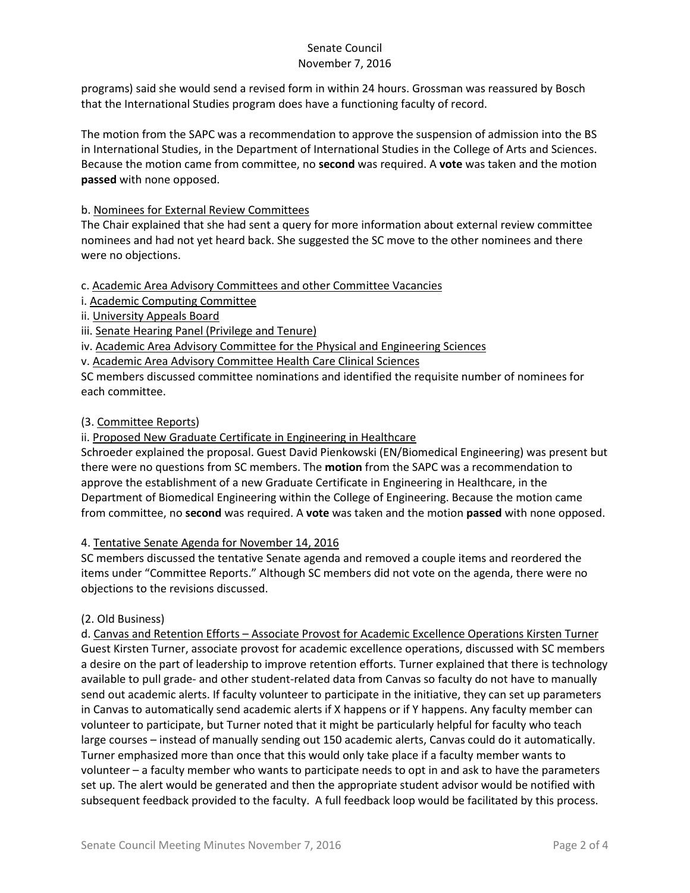programs) said she would send a revised form in within 24 hours. Grossman was reassured by Bosch that the International Studies program does have a functioning faculty of record.

The motion from the SAPC was a recommendation to approve the suspension of admission into the BS in International Studies, in the Department of International Studies in the College of Arts and Sciences. Because the motion came from committee, no **second** was required. A **vote** was taken and the motion **passed** with none opposed.

b. Nominees for External Review Committees
The Chair explained that she had sent a query for more information about external review committee nominees and had not yet heard back. She suggested the SC move to the other nominees and there were no objections.

c. Academic Area Advisory Committees and other Committee Vacancies
i. Academic Computing Committee
ii. University Appeals Board
iii. Senate Hearing Panel (Privilege and Tenure)
iv. Academic Area Advisory Committee for the Physical and Engineering Sciences
v. Academic Area Advisory Committee Health Care Clinical Sciences
SC members discussed committee nominations and identified the requisite number of nominees for each committee.

(3. Committee Reports)
ii. Proposed New Graduate Certificate in Engineering in Healthcare
Schroeder explained the proposal. Guest David Pienkowski (EN/Biomedical Engineering) was present but there were no questions from SC members. The **motion** from the SAPC was a recommendation to approve the establishment of a new Graduate Certificate in Engineering in Healthcare, in the Department of Biomedical Engineering within the College of Engineering. Because the motion came from committee, no **second** was required. A **vote** was taken and the motion **passed** with none opposed.

4. Tentative Senate Agenda for November 14, 2016
SC members discussed the tentative Senate agenda and removed a couple items and reordered the items under "Committee Reports." Although SC members did not vote on the agenda, there were no objections to the revisions discussed.

(2. Old Business)
d. Canvas and Retention Efforts – Associate Provost for Academic Excellence Operations Kirsten Turner
Guest Kirsten Turner, associate provost for academic excellence operations, discussed with SC members a desire on the part of leadership to improve retention efforts. Turner explained that there is technology available to pull grade- and other student-related data from Canvas so faculty do not have to manually send out academic alerts. If faculty volunteer to participate in the initiative, they can set up parameters in Canvas to automatically send academic alerts if X happens or if Y happens. Any faculty member can volunteer to participate, but Turner noted that it might be particularly helpful for faculty who teach large courses – instead of manually sending out 150 academic alerts, Canvas could do it automatically. Turner emphasized more than once that this would only take place if a faculty member wants to volunteer – a faculty member who wants to participate needs to opt in and ask to have the parameters set up. The alert would be generated and then the appropriate student advisor would be notified with subsequent feedback provided to the faculty. A full feedback loop would be facilitated by this process.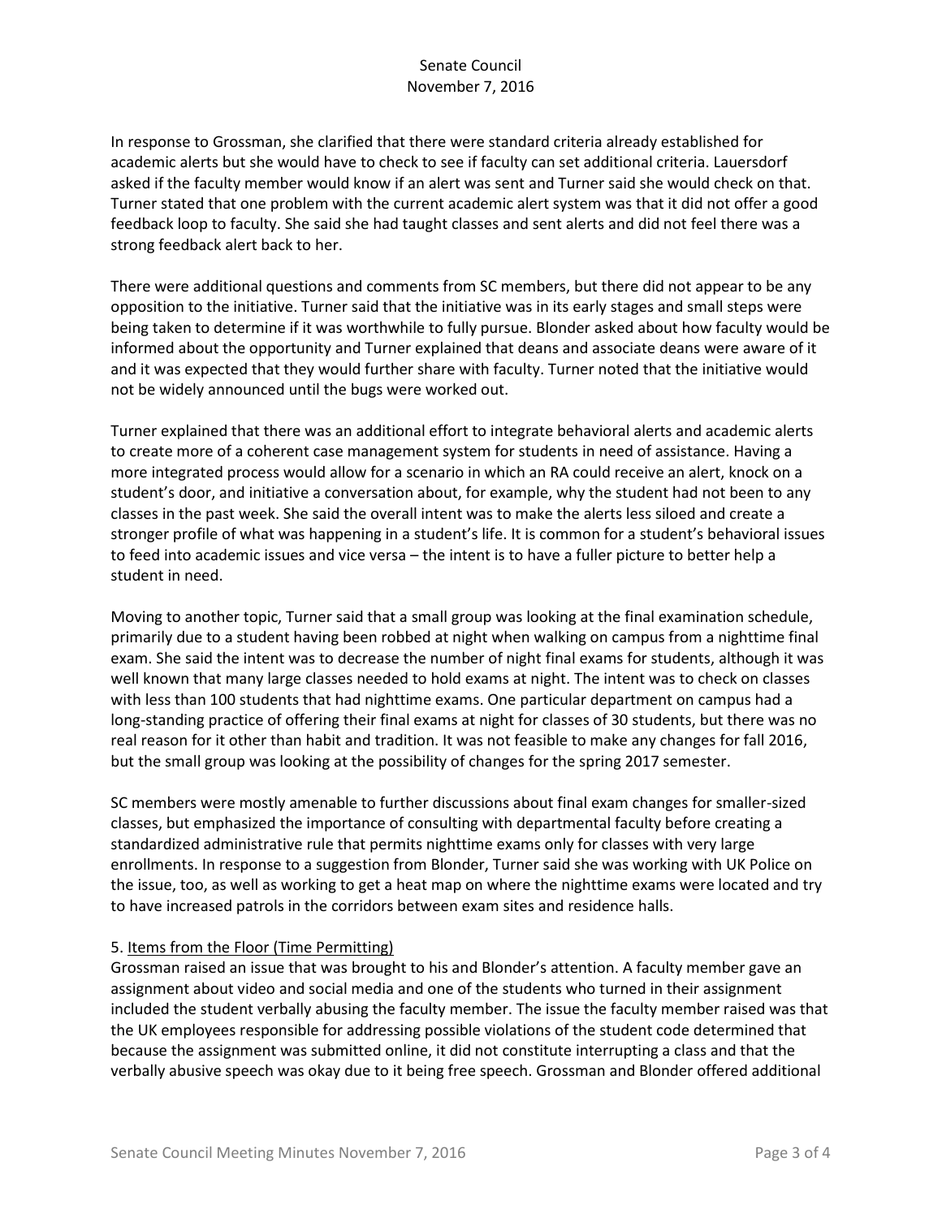In response to Grossman, she clarified that there were standard criteria already established for academic alerts but she would have to check to see if faculty can set additional criteria. Lauersdorf asked if the faculty member would know if an alert was sent and Turner said she would check on that. Turner stated that one problem with the current academic alert system was that it did not offer a good feedback loop to faculty. She said she had taught classes and sent alerts and did not feel there was a strong feedback alert back to her.

There were additional questions and comments from SC members, but there did not appear to be any opposition to the initiative. Turner said that the initiative was in its early stages and small steps were being taken to determine if it was worthwhile to fully pursue. Blonder asked about how faculty would be informed about the opportunity and Turner explained that deans and associate deans were aware of it and it was expected that they would further share with faculty. Turner noted that the initiative would not be widely announced until the bugs were worked out.

Turner explained that there was an additional effort to integrate behavioral alerts and academic alerts to create more of a coherent case management system for students in need of assistance. Having a more integrated process would allow for a scenario in which an RA could receive an alert, knock on a student's door, and initiative a conversation about, for example, why the student had not been to any classes in the past week. She said the overall intent was to make the alerts less siloed and create a stronger profile of what was happening in a student's life. It is common for a student's behavioral issues to feed into academic issues and vice versa – the intent is to have a fuller picture to better help a student in need.

Moving to another topic, Turner said that a small group was looking at the final examination schedule, primarily due to a student having been robbed at night when walking on campus from a nighttime final exam. She said the intent was to decrease the number of night final exams for students, although it was well known that many large classes needed to hold exams at night. The intent was to check on classes with less than 100 students that had nighttime exams. One particular department on campus had a long-standing practice of offering their final exams at night for classes of 30 students, but there was no real reason for it other than habit and tradition. It was not feasible to make any changes for fall 2016, but the small group was looking at the possibility of changes for the spring 2017 semester.

SC members were mostly amenable to further discussions about final exam changes for smaller-sized classes, but emphasized the importance of consulting with departmental faculty before creating a standardized administrative rule that permits nighttime exams only for classes with very large enrollments. In response to a suggestion from Blonder, Turner said she was working with UK Police on the issue, too, as well as working to get a heat map on where the nighttime exams were located and try to have increased patrols in the corridors between exam sites and residence halls.

5. Items from the Floor (Time Permitting)

Grossman raised an issue that was brought to his and Blonder's attention. A faculty member gave an assignment about video and social media and one of the students who turned in their assignment included the student verbally abusing the faculty member. The issue the faculty member raised was that the UK employees responsible for addressing possible violations of the student code determined that because the assignment was submitted online, it did not constitute interrupting a class and that the verbally abusive speech was okay due to it being free speech. Grossman and Blonder offered additional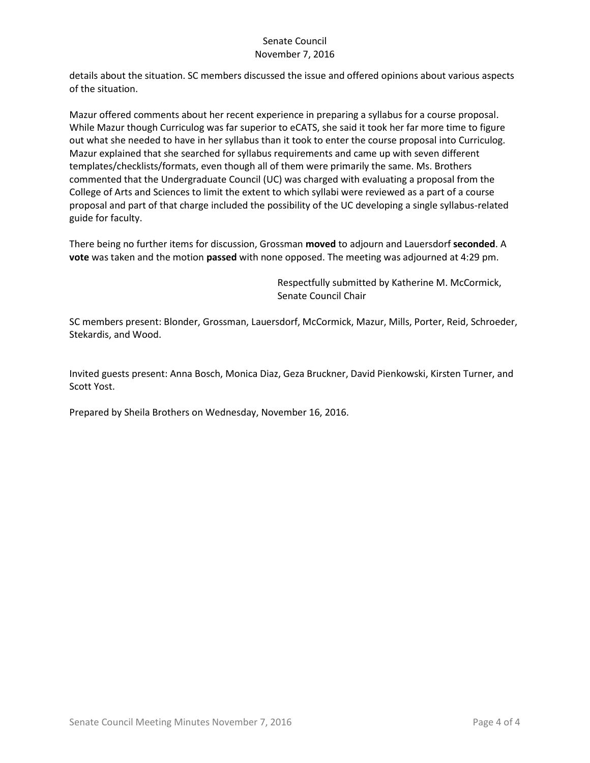details about the situation. SC members discussed the issue and offered opinions about various aspects of the situation.

Mazur offered comments about her recent experience in preparing a syllabus for a course proposal. While Mazur though Curriculog was far superior to eCATS, she said it took her far more time to figure out what she needed to have in her syllabus than it took to enter the course proposal into Curriculog. Mazur explained that she searched for syllabus requirements and came up with seven different templates/checklists/formats, even though all of them were primarily the same. Ms. Brothers commented that the Undergraduate Council (UC) was charged with evaluating a proposal from the College of Arts and Sciences to limit the extent to which syllabi were reviewed as a part of a course proposal and part of that charge included the possibility of the UC developing a single syllabus-related guide for faculty.

There being no further items for discussion, Grossman **moved** to adjourn and Lauersdorf **seconded**. A **vote** was taken and the motion **passed** with none opposed. The meeting was adjourned at 4:29 pm.

Respectfully submitted by Katherine M. McCormick,
Senate Council Chair

SC members present: Blonder, Grossman, Lauersdorf, McCormick, Mazur, Mills, Porter, Reid, Schroeder, Stekardis, and Wood.

Invited guests present: Anna Bosch, Monica Diaz, Geza Bruckner, David Pienkowski, Kirsten Turner, and Scott Yost.

Prepared by Sheila Brothers on Wednesday, November 16, 2016.